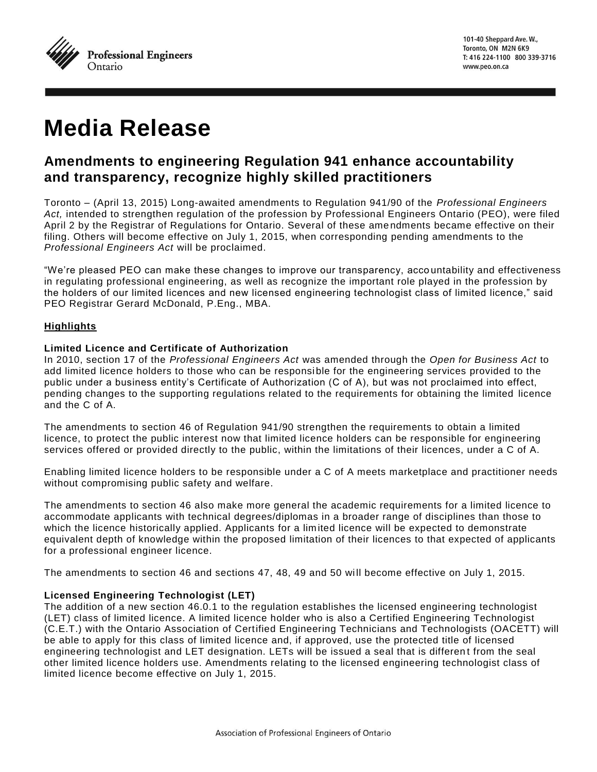Professional Engineers Ontario

101-40 Sheppard Ave. W.,
Toronto, ON M2N 6K9
T: 416 224-1100 800 339-3716
www.peo.on.ca

# Media Release

## Amendments to engineering Regulation 941 enhance accountability and transparency, recognize highly skilled practitioners

Toronto – (April 13, 2015) Long-awaited amendments to Regulation 941/90 of the *Professional Engineers Act,* intended to strengthen regulation of the profession by Professional Engineers Ontario (PEO), were filed April 2 by the Registrar of Regulations for Ontario. Several of these amendments became effective on their filing. Others will become effective on July 1, 2015, when corresponding pending amendments to the *Professional Engineers Act* will be proclaimed.

“We’re pleased PEO can make these changes to improve our transparency, accountability and effectiveness in regulating professional engineering, as well as recognize the important role played in the profession by the holders of our limited licences and new licensed engineering technologist class of limited licence,” said PEO Registrar Gerard McDonald, P.Eng., MBA.

**Highlights**

**Limited Licence and Certificate of Authorization**

In 2010, section 17 of the *Professional Engineers Act* was amended through the *Open for Business Act* to add limited licence holders to those who can be responsible for the engineering services provided to the public under a business entity’s Certificate of Authorization (C of A), but was not proclaimed into effect, pending changes to the supporting regulations related to the requirements for obtaining the limited licence and the C of A.

The amendments to section 46 of Regulation 941/90 strengthen the requirements to obtain a limited licence, to protect the public interest now that limited licence holders can be responsible for engineering services offered or provided directly to the public, within the limitations of their licences, under a C of A.

Enabling limited licence holders to be responsible under a C of A meets marketplace and practitioner needs without compromising public safety and welfare.

The amendments to section 46 also make more general the academic requirements for a limited licence to accommodate applicants with technical degrees/diplomas in a broader range of disciplines than those to which the licence historically applied. Applicants for a limited licence will be expected to demonstrate equivalent depth of knowledge within the proposed limitation of their licences to that expected of applicants for a professional engineer licence.

The amendments to section 46 and sections 47, 48, 49 and 50 will become effective on July 1, 2015.

**Licensed Engineering Technologist (LET)**

The addition of a new section 46.0.1 to the regulation establishes the licensed engineering technologist (LET) class of limited licence. A limited licence holder who is also a Certified Engineering Technologist (C.E.T.) with the Ontario Association of Certified Engineering Technicians and Technologists (OACETT) will be able to apply for this class of limited licence and, if approved, use the protected title of licensed engineering technologist and LET designation. LETs will be issued a seal that is different from the seal other limited licence holders use. Amendments relating to the licensed engineering technologist class of limited licence become effective on July 1, 2015.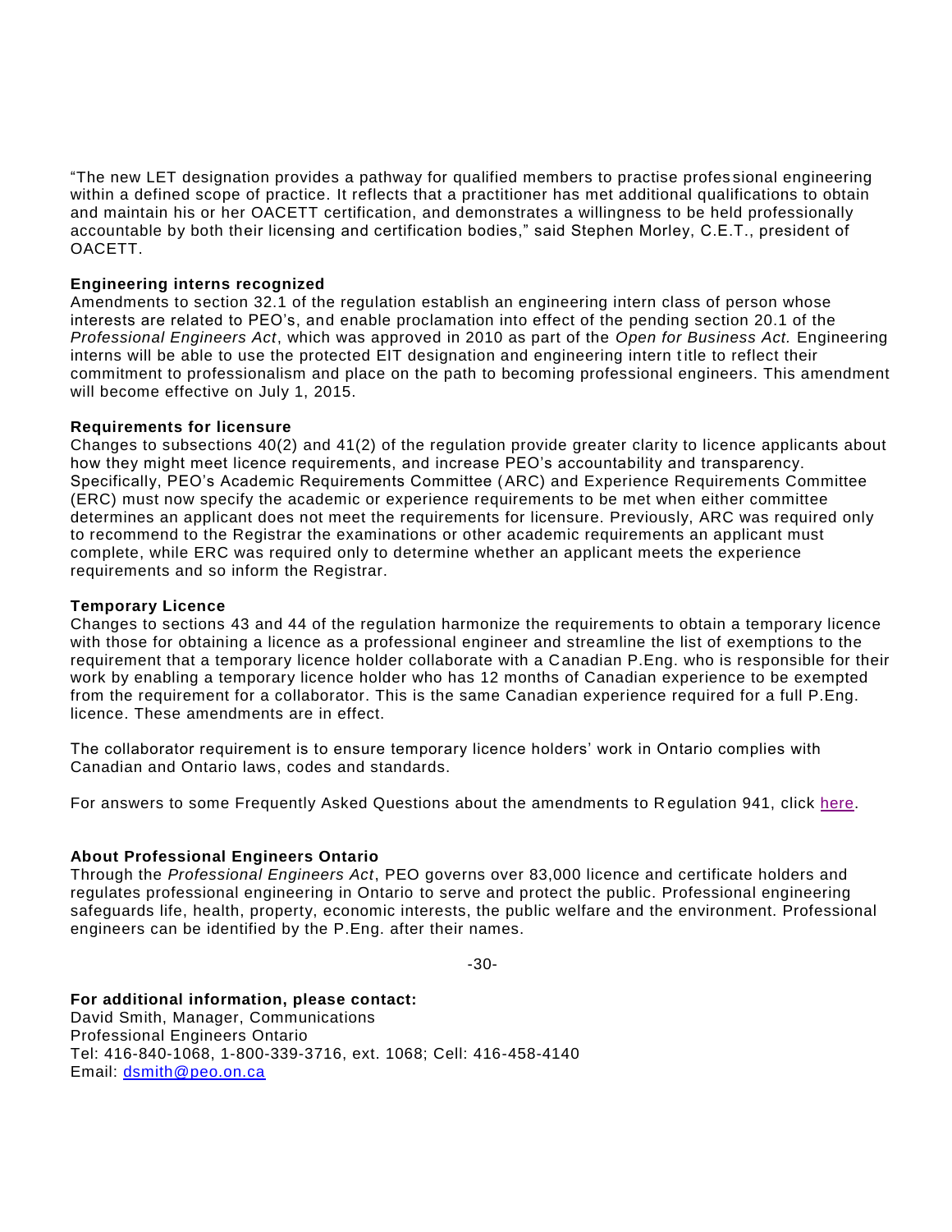"The new LET designation provides a pathway for qualified members to practise professional engineering within a defined scope of practice. It reflects that a practitioner has met additional qualifications to obtain and maintain his or her OACETT certification, and demonstrates a willingness to be held professionally accountable by both their licensing and certification bodies," said Stephen Morley, C.E.T., president of OACETT.

**Engineering interns recognized**
Amendments to section 32.1 of the regulation establish an engineering intern class of person whose interests are related to PEO's, and enable proclamation into effect of the pending section 20.1 of the *Professional Engineers Act*, which was approved in 2010 as part of the *Open for Business Act.* Engineering interns will be able to use the protected EIT designation and engineering intern title to reflect their commitment to professionalism and place on the path to becoming professional engineers. This amendment will become effective on July 1, 2015.

**Requirements for licensure**
Changes to subsections 40(2) and 41(2) of the regulation provide greater clarity to licence applicants about how they might meet licence requirements, and increase PEO's accountability and transparency. Specifically, PEO's Academic Requirements Committee (ARC) and Experience Requirements Committee (ERC) must now specify the academic or experience requirements to be met when either committee determines an applicant does not meet the requirements for licensure. Previously, ARC was required only to recommend to the Registrar the examinations or other academic requirements an applicant must complete, while ERC was required only to determine whether an applicant meets the experience requirements and so inform the Registrar.

**Temporary Licence**
Changes to sections 43 and 44 of the regulation harmonize the requirements to obtain a temporary licence with those for obtaining a licence as a professional engineer and streamline the list of exemptions to the requirement that a temporary licence holder collaborate with a Canadian P.Eng. who is responsible for their work by enabling a temporary licence holder who has 12 months of Canadian experience to be exempted from the requirement for a collaborator. This is the same Canadian experience required for a full P.Eng. licence. These amendments are in effect.

The collaborator requirement is to ensure temporary licence holders' work in Ontario complies with Canadian and Ontario laws, codes and standards.

For answers to some Frequently Asked Questions about the amendments to Regulation 941, click here.

**About Professional Engineers Ontario**
Through the *Professional Engineers Act*, PEO governs over 83,000 licence and certificate holders and regulates professional engineering in Ontario to serve and protect the public. Professional engineering safeguards life, health, property, economic interests, the public welfare and the environment. Professional engineers can be identified by the P.Eng. after their names.

-30-

**For additional information, please contact:**
David Smith, Manager, Communications
Professional Engineers Ontario
Tel: 416-840-1068, 1-800-339-3716, ext. 1068; Cell: 416-458-4140
Email: dsmith@peo.on.ca